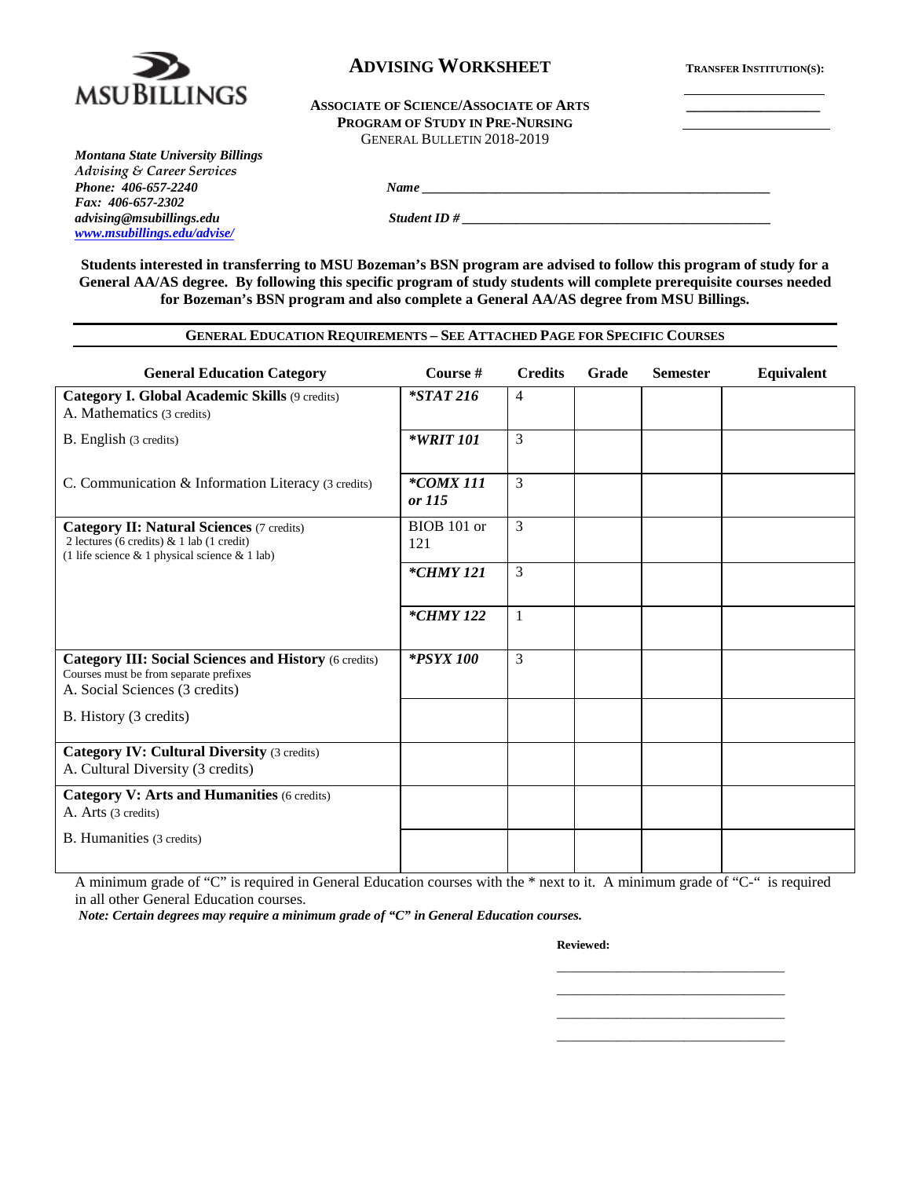MSU BILLINGS

# ADVISING WORKSHEET

**TRANSFER INSTITUTION(S):**

______________________
______________________
______________________

**ASSOCIATE OF SCIENCE/ASSOCIATE OF ARTS**
**PROGRAM OF STUDY IN PRE-NURSING**
GENERAL BULLETIN 2018-2019

***Montana State University Billings***
*Advising & Career Services*
***Phone: 406-657-2240***
***Fax: 406-657-2302***
***advising@msubillings.edu***
***www.msubillings.edu/advise/***

***Name*** ______________________________________________

***Student ID #*** ______________________________________________

**Students interested in transferring to MSU Bozeman's BSN program are advised to follow this program of study for a General AA/AS degree. By following this specific program of study students will complete prerequisite courses needed for Bozeman's BSN program and also complete a General AA/AS degree from MSU Billings.**

## GENERAL EDUCATION REQUIREMENTS – SEE ATTACHED PAGE FOR SPECIFIC COURSES

| General Education Category | Course # | Credits | Grade | Semester | Equivalent |
|---|---|---|---|---|---|
| **Category I. Global Academic Skills** (9 credits)<br>A. Mathematics (3 credits) | ***STAT 216** | 4 | | | |
| B. English (3 credits) | ***WRIT 101** | 3 | | | |
| C. Communication & Information Literacy (3 credits) | ***COMX 111 or 115** | 3 | | | |
| **Category II: Natural Sciences** (7 credits)<br>2 lectures (6 credits) & 1 lab (1 credit)<br>(1 life science & 1 physical science & 1 lab) | BIOB 101 or 121 | 3 | | | |
| | ***CHMY 121** | 3 | | | |
| | ***CHMY 122** | 1 | | | |
| **Category III: Social Sciences and History** (6 credits)<br>Courses must be from separate prefixes<br>A. Social Sciences (3 credits) | ***PSYX 100** | 3 | | | |
| B. History (3 credits) | | | | | |
| **Category IV: Cultural Diversity** (3 credits)<br>A. Cultural Diversity (3 credits) | | | | | |
| **Category V: Arts and Humanities** (6 credits)<br>A. Arts (3 credits) | | | | | |
| B. Humanities (3 credits) | | | | | |

A minimum grade of "C" is required in General Education courses with the * next to it. A minimum grade of "C-" is required in all other General Education courses.

***Note: Certain degrees may require a minimum grade of "C" in General Education courses.***

**Reviewed:**

______________________________
______________________________
______________________________
______________________________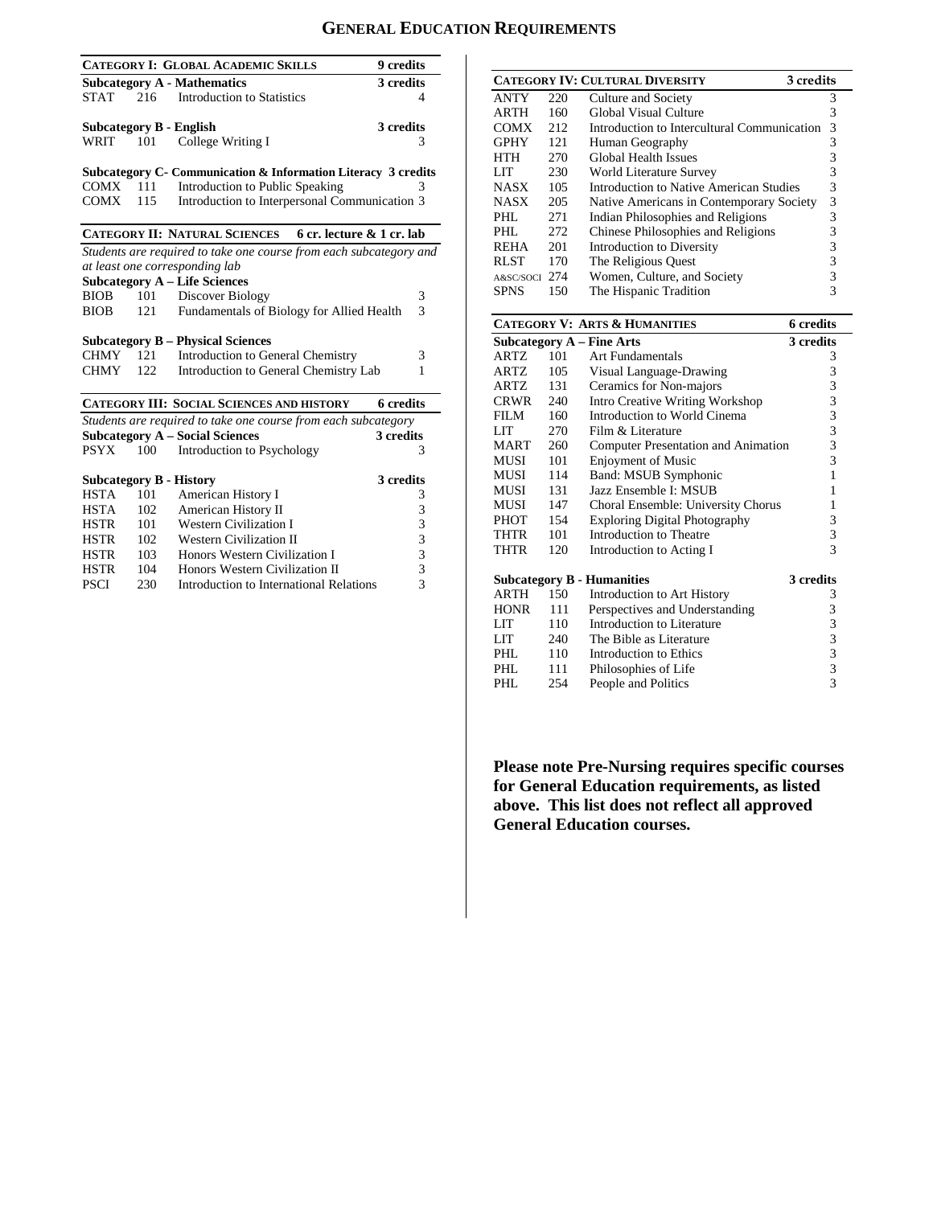# GENERAL EDUCATION REQUIREMENTS

## CATEGORY I: GLOBAL ACADEMIC SKILLS — 9 credits

**Subcategory A - Mathematics** — 3 credits

| | | | |
|---|---|---|---|
| STAT | 216 | Introduction to Statistics | 4 |

**Subcategory B - English** — 3 credits

| | | | |
|---|---|---|---|
| WRIT | 101 | College Writing I | 3 |

**Subcategory C- Communication & Information Literacy** — 3 credits

| | | | |
|---|---|---|---|
| COMX | 111 | Introduction to Public Speaking | 3 |
| COMX | 115 | Introduction to Interpersonal Communication | 3 |

## CATEGORY II: NATURAL SCIENCES — 6 cr. lecture & 1 cr. lab

*Students are required to take one course from each subcategory and at least one corresponding lab*

**Subcategory A – Life Sciences**

| | | | |
|---|---|---|---|
| BIOB | 101 | Discover Biology | 3 |
| BIOB | 121 | Fundamentals of Biology for Allied Health | 3 |

**Subcategory B – Physical Sciences**

| | | | |
|---|---|---|---|
| CHMY | 121 | Introduction to General Chemistry | 3 |
| CHMY | 122 | Introduction to General Chemistry Lab | 1 |

## CATEGORY III: SOCIAL SCIENCES AND HISTORY — 6 credits

*Students are required to take one course from each subcategory*

**Subcategory A – Social Sciences** — 3 credits

| | | | |
|---|---|---|---|
| PSYX | 100 | Introduction to Psychology | 3 |

**Subcategory B - History** — 3 credits

| | | | |
|---|---|---|---|
| HSTA | 101 | American History I | 3 |
| HSTA | 102 | American History II | 3 |
| HSTR | 101 | Western Civilization I | 3 |
| HSTR | 102 | Western Civilization II | 3 |
| HSTR | 103 | Honors Western Civilization I | 3 |
| HSTR | 104 | Honors Western Civilization II | 3 |
| PSCI | 230 | Introduction to International Relations | 3 |

## CATEGORY IV: CULTURAL DIVERSITY — 3 credits

| | | | |
|---|---|---|---|
| ANTY | 220 | Culture and Society | 3 |
| ARTH | 160 | Global Visual Culture | 3 |
| COMX | 212 | Introduction to Intercultural Communication | 3 |
| GPHY | 121 | Human Geography | 3 |
| HTH | 270 | Global Health Issues | 3 |
| LIT | 230 | World Literature Survey | 3 |
| NASX | 105 | Introduction to Native American Studies | 3 |
| NASX | 205 | Native Americans in Contemporary Society | 3 |
| PHL | 271 | Indian Philosophies and Religions | 3 |
| PHL | 272 | Chinese Philosophies and Religions | 3 |
| REHA | 201 | Introduction to Diversity | 3 |
| RLST | 170 | The Religious Quest | 3 |
| A&SC/SOCI | 274 | Women, Culture, and Society | 3 |
| SPNS | 150 | The Hispanic Tradition | 3 |

## CATEGORY V: ARTS & HUMANITIES — 6 credits

**Subcategory A – Fine Arts** — 3 credits

| | | | |
|---|---|---|---|
| ARTZ | 101 | Art Fundamentals | 3 |
| ARTZ | 105 | Visual Language-Drawing | 3 |
| ARTZ | 131 | Ceramics for Non-majors | 3 |
| CRWR | 240 | Intro Creative Writing Workshop | 3 |
| FILM | 160 | Introduction to World Cinema | 3 |
| LIT | 270 | Film & Literature | 3 |
| MART | 260 | Computer Presentation and Animation | 3 |
| MUSI | 101 | Enjoyment of Music | 3 |
| MUSI | 114 | Band: MSUB Symphonic | 1 |
| MUSI | 131 | Jazz Ensemble I: MSUB | 1 |
| MUSI | 147 | Choral Ensemble: University Chorus | 1 |
| PHOT | 154 | Exploring Digital Photography | 3 |
| THTR | 101 | Introduction to Theatre | 3 |
| THTR | 120 | Introduction to Acting I | 3 |

**Subcategory B - Humanities** — 3 credits

| | | | |
|---|---|---|---|
| ARTH | 150 | Introduction to Art History | 3 |
| HONR | 111 | Perspectives and Understanding | 3 |
| LIT | 110 | Introduction to Literature | 3 |
| LIT | 240 | The Bible as Literature | 3 |
| PHL | 110 | Introduction to Ethics | 3 |
| PHL | 111 | Philosophies of Life | 3 |
| PHL | 254 | People and Politics | 3 |

**Please note Pre-Nursing requires specific courses for General Education requirements, as listed above. This list does not reflect all approved General Education courses.**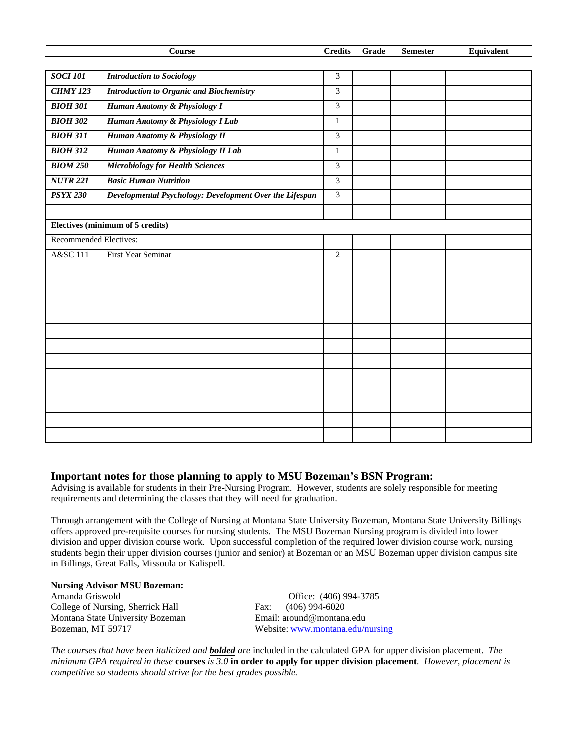| Course | | Credits | Grade | Semester | Equivalent |
|---|---|---|---|---|---|
| ***SOCI 101*** | ***Introduction to Sociology*** | 3 | | | |
| ***CHMY 123*** | ***Introduction to Organic and Biochemistry*** | 3 | | | |
| ***BIOH 301*** | ***Human Anatomy & Physiology I*** | 3 | | | |
| ***BIOH 302*** | ***Human Anatomy & Physiology I Lab*** | 1 | | | |
| ***BIOH 311*** | ***Human Anatomy & Physiology II*** | 3 | | | |
| ***BIOH 312*** | ***Human Anatomy & Physiology II Lab*** | 1 | | | |
| ***BIOM 250*** | ***Microbiology for Health Sciences*** | 3 | | | |
| ***NUTR 221*** | ***Basic Human Nutrition*** | 3 | | | |
| ***PSYX 230*** | ***Developmental Psychology: Development Over the Lifespan*** | 3 | | | |
| | | | | | |
| **Electives (minimum of 5 credits)** | | | | | |
| Recommended Electives: | | | | | |
| A&SC 111 | First Year Seminar | 2 | | | |
| | | | | | |
| | | | | | |
| | | | | | |
| | | | | | |
| | | | | | |
| | | | | | |
| | | | | | |
| | | | | | |
| | | | | | |
| | | | | | |
| | | | | | |
| | | | | | |

## Important notes for those planning to apply to MSU Bozeman's BSN Program:

Advising is available for students in their Pre-Nursing Program. However, students are solely responsible for meeting requirements and determining the classes that they will need for graduation.

Through arrangement with the College of Nursing at Montana State University Bozeman, Montana State University Billings offers approved pre-requisite courses for nursing students. The MSU Bozeman Nursing program is divided into lower division and upper division course work. Upon successful completion of the required lower division course work, nursing students begin their upper division courses (junior and senior) at Bozeman or an MSU Bozeman upper division campus site in Billings, Great Falls, Missoula or Kalispell.

**Nursing Advisor MSU Bozeman:**
Amanda Griswold
College of Nursing, Sherrick Hall
Montana State University Bozeman
Bozeman, MT 59717

Office: (406) 994-3785
Fax: (406) 994-6020
Email: around@montana.edu
Website: www.montana.edu/nursing

*The courses that have been italicized and* ***bolded*** *are* included in the calculated GPA for upper division placement. *The minimum GPA required in these* **courses** *is 3.0* **in order to apply for upper division placement**. *However, placement is competitive so students should strive for the best grades possible.*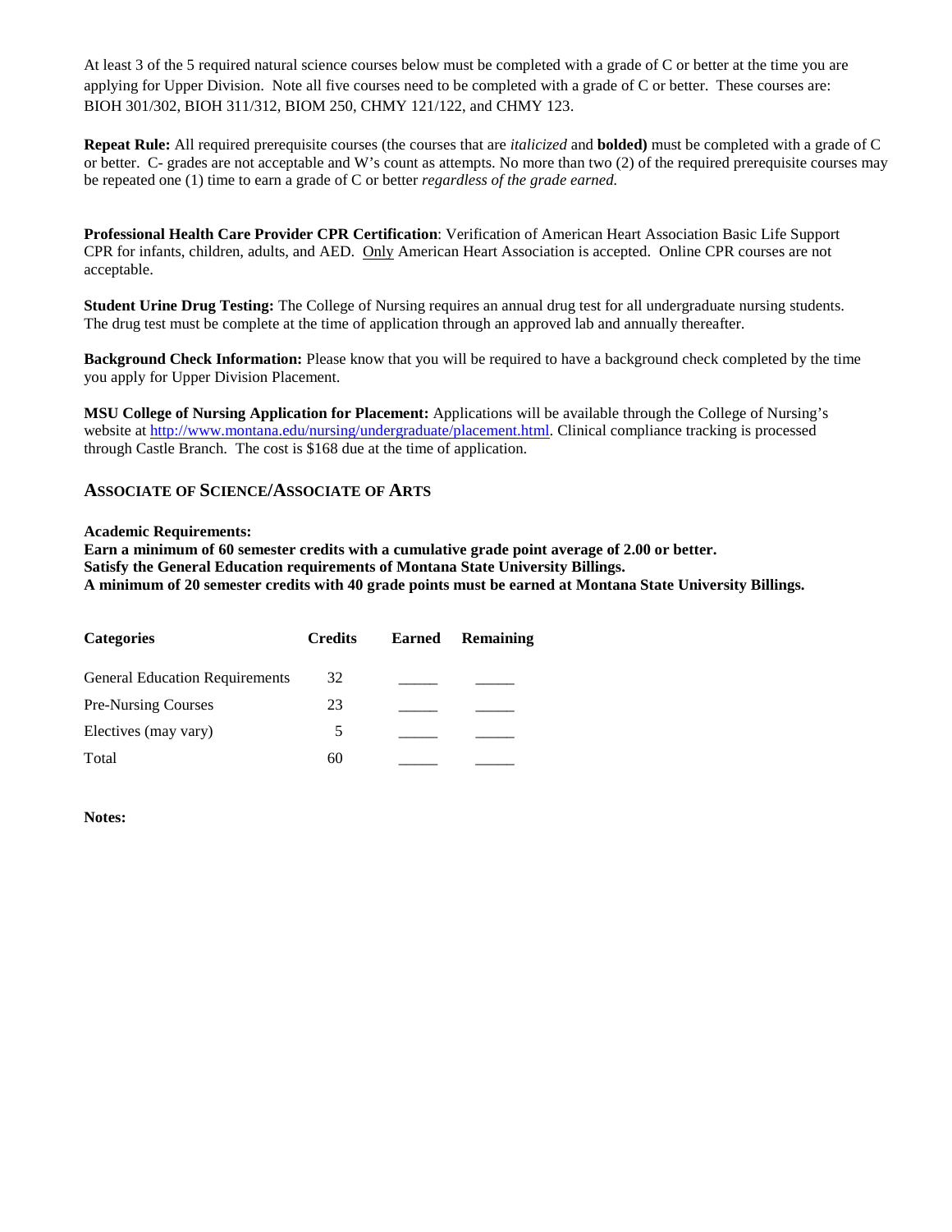At least 3 of the 5 required natural science courses below must be completed with a grade of C or better at the time you are applying for Upper Division. Note all five courses need to be completed with a grade of C or better. These courses are: BIOH 301/302, BIOH 311/312, BIOM 250, CHMY 121/122, and CHMY 123.

**Repeat Rule:** All required prerequisite courses (the courses that are *italicized* and **bolded)** must be completed with a grade of C or better. C- grades are not acceptable and W's count as attempts. No more than two (2) of the required prerequisite courses may be repeated one (1) time to earn a grade of C or better *regardless of the grade earned.*

**Professional Health Care Provider CPR Certification**: Verification of American Heart Association Basic Life Support CPR for infants, children, adults, and AED. Only American Heart Association is accepted. Online CPR courses are not acceptable.

**Student Urine Drug Testing:** The College of Nursing requires an annual drug test for all undergraduate nursing students. The drug test must be complete at the time of application through an approved lab and annually thereafter.

**Background Check Information:** Please know that you will be required to have a background check completed by the time you apply for Upper Division Placement.

**MSU College of Nursing Application for Placement:** Applications will be available through the College of Nursing's website at http://www.montana.edu/nursing/undergraduate/placement.html. Clinical compliance tracking is processed through Castle Branch. The cost is $168 due at the time of application.

## Associate of Science/Associate of Arts

**Academic Requirements:**
**Earn a minimum of 60 semester credits with a cumulative grade point average of 2.00 or better.**
**Satisfy the General Education requirements of Montana State University Billings.**
**A minimum of 20 semester credits with 40 grade points must be earned at Montana State University Billings.**

| Categories | Credits | Earned | Remaining |
|---|---|---|---|
| General Education Requirements | 32 | _____ | _____ |
| Pre-Nursing Courses | 23 | _____ | _____ |
| Electives (may vary) | 5 | _____ | _____ |
| Total | 60 | _____ | _____ |

**Notes:**